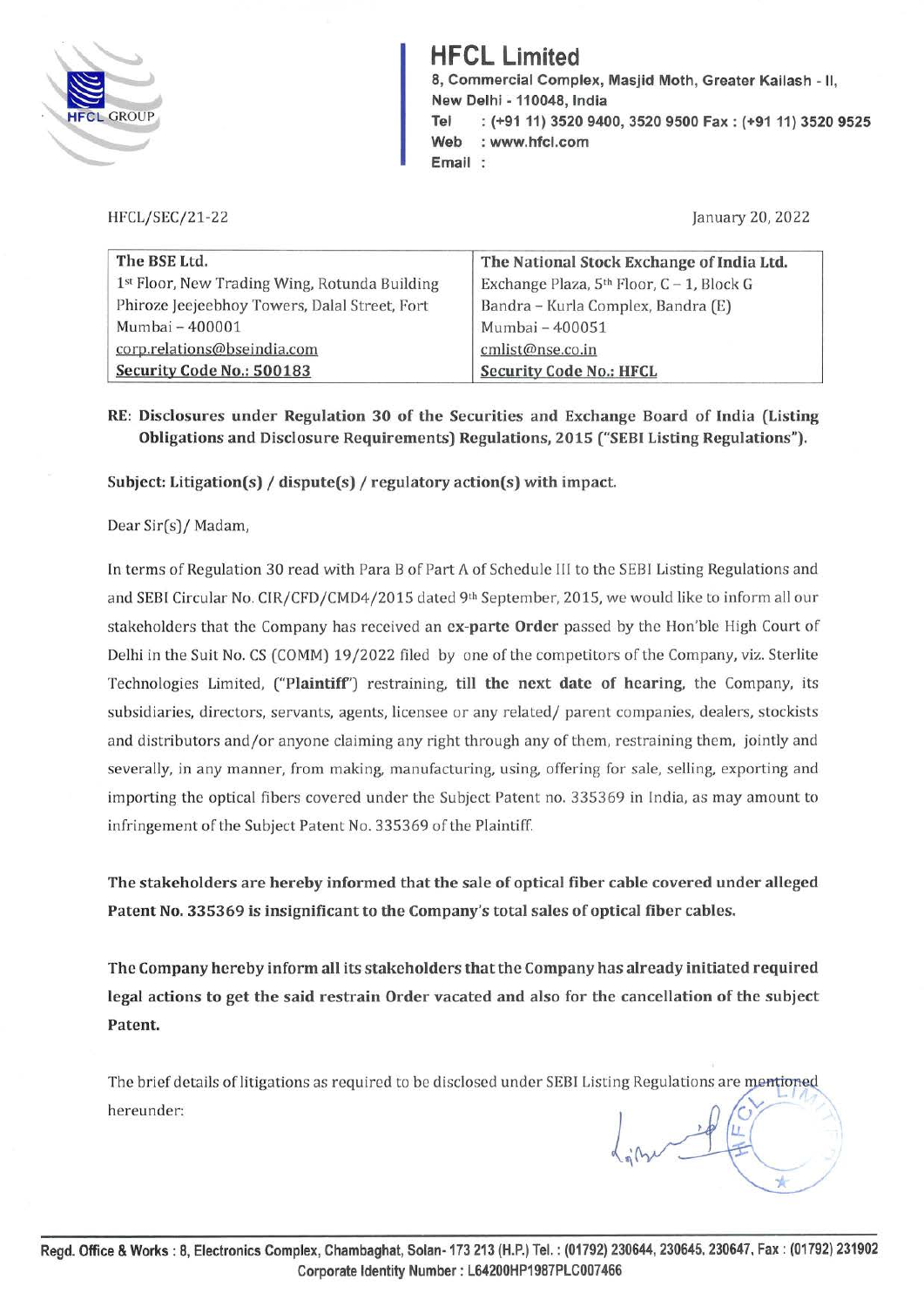# HFCL Limited

8, Commercial Complex, Masjid Moth, Greater Kailash - II,
New Delhi - 110048, India
Tel : (+91 11) 3520 9400, 3520 9500 Fax : (+91 11) 3520 9525
Web : www.hfcl.com
Email :

HFCL/SEC/21-22

January 20, 2022

| The BSE Ltd. | The National Stock Exchange of India Ltd. |
|---|---|
| 1st Floor, New Trading Wing, Rotunda Building | Exchange Plaza, 5th Floor, C – 1, Block G |
| Phiroze Jeejeebhoy Towers, Dalal Street, Fort | Bandra – Kurla Complex, Bandra (E) |
| Mumbai – 400001 | Mumbai – 400051 |
| corp.relations@bseindia.com | cmlist@nse.co.in |
| **Security Code No.: 500183** | **Security Code No.: HFCL** |

**RE: Disclosures under Regulation 30 of the Securities and Exchange Board of India (Listing Obligations and Disclosure Requirements) Regulations, 2015 ("SEBI Listing Regulations").**

**Subject: Litigation(s) / dispute(s) / regulatory action(s) with impact.**

Dear Sir(s)/ Madam,

In terms of Regulation 30 read with Para B of Part A of Schedule III to the SEBI Listing Regulations and and SEBI Circular No. CIR/CFD/CMD4/2015 dated 9th September, 2015, we would like to inform all our stakeholders that the Company has received an **ex-parte Order** passed by the Hon'ble High Court of Delhi in the Suit No. CS (COMM) 19/2022 filed by one of the competitors of the Company, viz. Sterlite Technologies Limited, (**"Plaintiff"**) restraining, **till the next date of hearing**, the Company, its subsidiaries, directors, servants, agents, licensee or any related/ parent companies, dealers, stockists and distributors and/or anyone claiming any right through any of them, restraining them, jointly and severally, in any manner, from making, manufacturing, using, offering for sale, selling, exporting and importing the optical fibers covered under the Subject Patent no. 335369 in India, as may amount to infringement of the Subject Patent No. 335369 of the Plaintiff.

**The stakeholders are hereby informed that the sale of optical fiber cable covered under alleged Patent No. 335369 is insignificant to the Company's total sales of optical fiber cables.**

**The Company hereby inform all its stakeholders that the Company has already initiated required legal actions to get the said restrain Order vacated and also for the cancellation of the subject Patent.**

The brief details of litigations as required to be disclosed under SEBI Listing Regulations are mentioned hereunder:

Regd. Office & Works : 8, Electronics Complex, Chambaghat, Solan- 173 213 (H.P.) Tel. : (01792) 230644, 230645, 230647, Fax : (01792) 231902
Corporate Identity Number : L64200HP1987PLC007466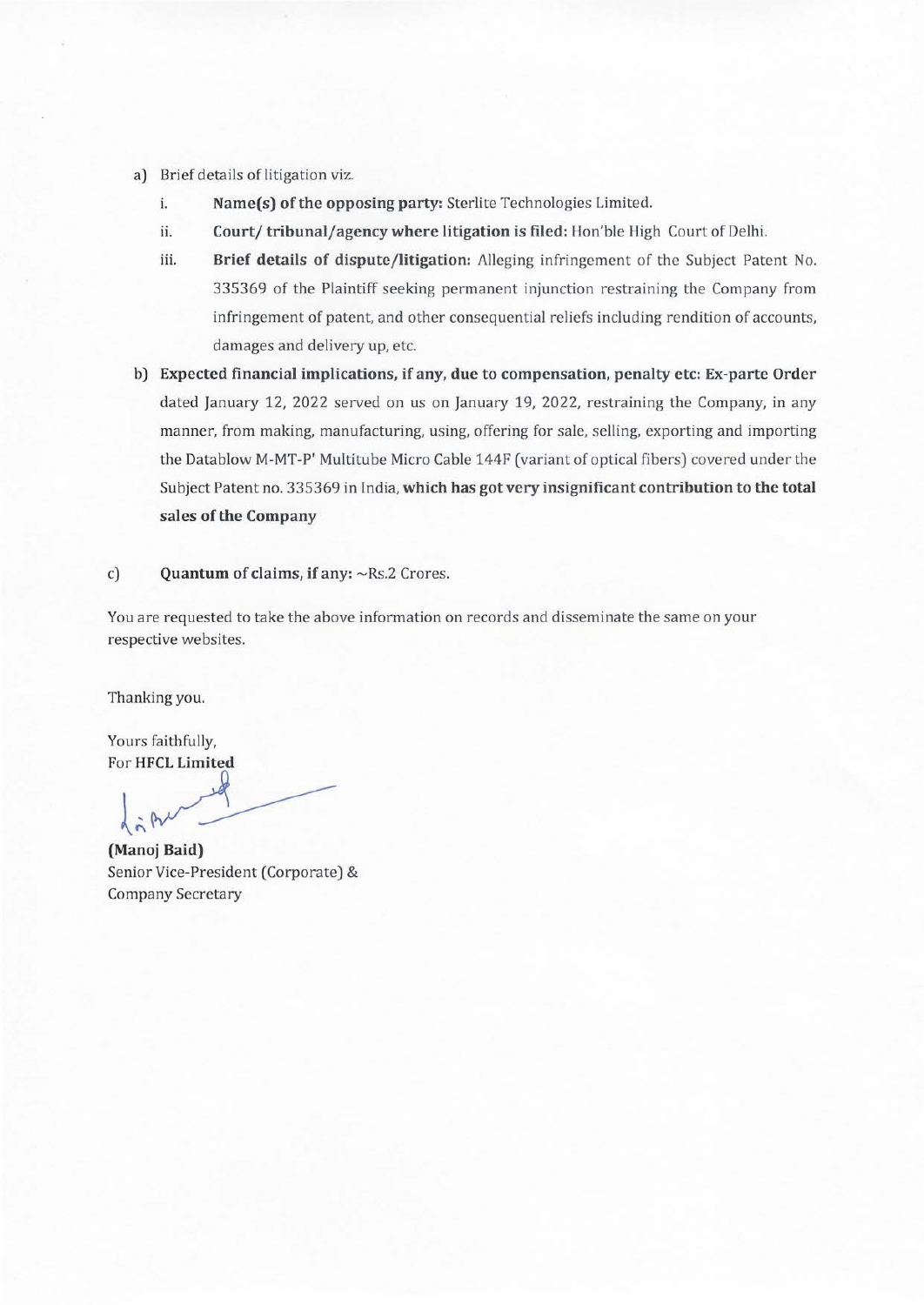a) Brief details of litigation viz.

   i. **Name(s) of the opposing party:** Sterlite Technologies Limited.

   ii. **Court/ tribunal/agency where litigation is filed:** Hon'ble High Court of Delhi.

   iii. **Brief details of dispute/litigation:** Alleging infringement of the Subject Patent No. 335369 of the Plaintiff seeking permanent injunction restraining the Company from infringement of patent, and other consequential reliefs including rendition of accounts, damages and delivery up, etc.

b) **Expected financial implications, if any, due to compensation, penalty etc: Ex-parte Order** dated January 12, 2022 served on us on January 19, 2022, restraining the Company, in any manner, from making, manufacturing, using, offering for sale, selling, exporting and importing the Datablow M-MT-P' Multitube Micro Cable 144F (variant of optical fibers) covered under the Subject Patent no. 335369 in India, **which has got very insignificant contribution to the total sales of the Company**

c) **Quantum of claims, if any:** ~Rs.2 Crores.

You are requested to take the above information on records and disseminate the same on your respective websites.

Thanking you.

Yours faithfully,
For **HFCL Limited**

**(Manoj Baid)**
Senior Vice-President (Corporate) &
Company Secretary